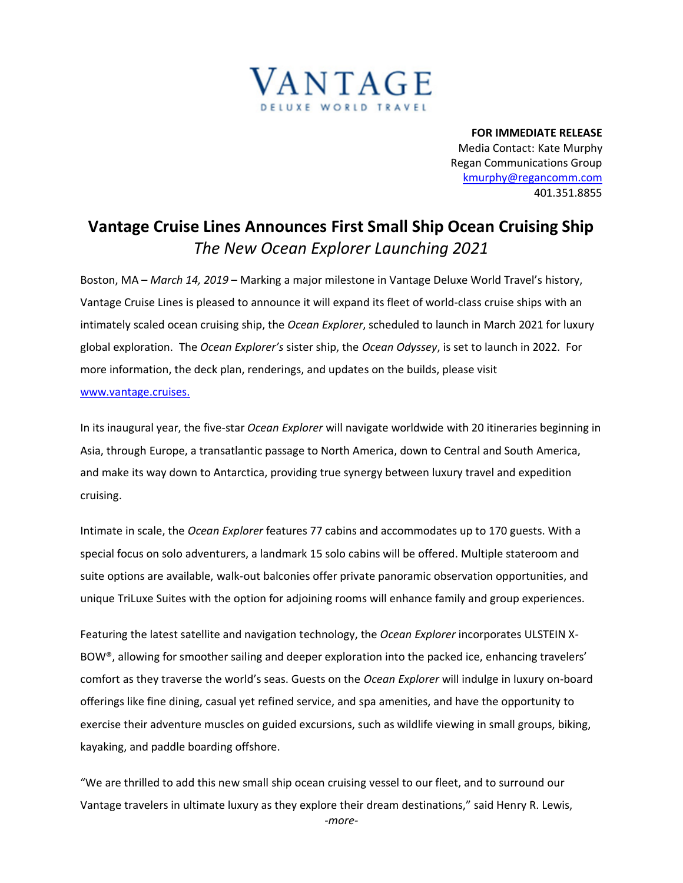VANTAGE
DELUXE WORLD TRAVEL

**FOR IMMEDIATE RELEASE**
Media Contact: Kate Murphy
Regan Communications Group
[kmurphy@regancomm.com](mailto:kmurphy@regancomm.com)
401.351.8855

# Vantage Cruise Lines Announces First Small Ship Ocean Cruising Ship

## *The New Ocean Explorer Launching 2021*

Boston, MA – *March 14, 2019* – Marking a major milestone in Vantage Deluxe World Travel's history, Vantage Cruise Lines is pleased to announce it will expand its fleet of world-class cruise ships with an intimately scaled ocean cruising ship, the *Ocean Explorer*, scheduled to launch in March 2021 for luxury global exploration. The *Ocean Explorer's* sister ship, the *Ocean Odyssey*, is set to launch in 2022. For more information, the deck plan, renderings, and updates on the builds, please visit [www.vantage.cruises.](http://www.vantage.cruises)

In its inaugural year, the five-star *Ocean Explorer* will navigate worldwide with 20 itineraries beginning in Asia, through Europe, a transatlantic passage to North America, down to Central and South America, and make its way down to Antarctica, providing true synergy between luxury travel and expedition cruising.

Intimate in scale, the *Ocean Explorer* features 77 cabins and accommodates up to 170 guests. With a special focus on solo adventurers, a landmark 15 solo cabins will be offered. Multiple stateroom and suite options are available, walk-out balconies offer private panoramic observation opportunities, and unique TriLuxe Suites with the option for adjoining rooms will enhance family and group experiences.

Featuring the latest satellite and navigation technology, the *Ocean Explorer* incorporates ULSTEIN X-BOW®, allowing for smoother sailing and deeper exploration into the packed ice, enhancing travelers' comfort as they traverse the world's seas. Guests on the *Ocean Explorer* will indulge in luxury on-board offerings like fine dining, casual yet refined service, and spa amenities, and have the opportunity to exercise their adventure muscles on guided excursions, such as wildlife viewing in small groups, biking, kayaking, and paddle boarding offshore.

"We are thrilled to add this new small ship ocean cruising vessel to our fleet, and to surround our Vantage travelers in ultimate luxury as they explore their dream destinations," said Henry R. Lewis,

*-more-*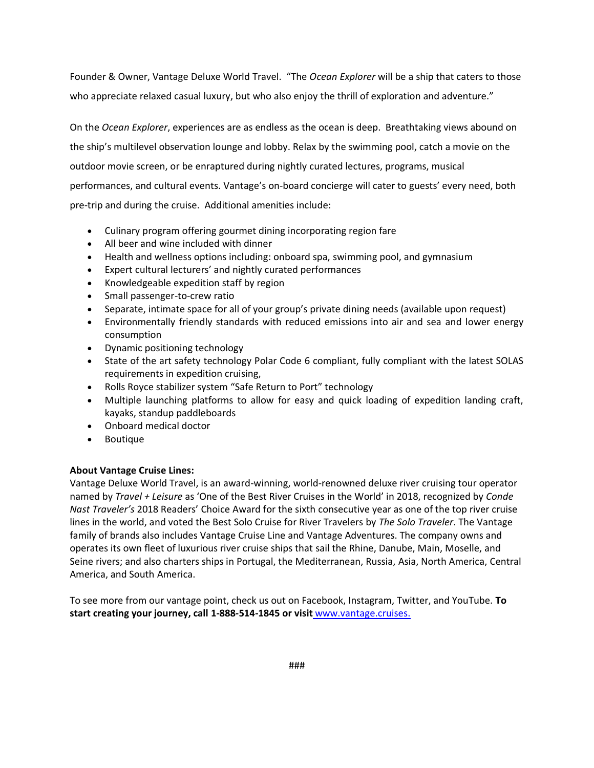Founder & Owner, Vantage Deluxe World Travel. "The *Ocean Explorer* will be a ship that caters to those who appreciate relaxed casual luxury, but who also enjoy the thrill of exploration and adventure."

On the *Ocean Explorer*, experiences are as endless as the ocean is deep. Breathtaking views abound on the ship's multilevel observation lounge and lobby. Relax by the swimming pool, catch a movie on the outdoor movie screen, or be enraptured during nightly curated lectures, programs, musical performances, and cultural events. Vantage's on-board concierge will cater to guests' every need, both pre-trip and during the cruise. Additional amenities include:

- Culinary program offering gourmet dining incorporating region fare
- All beer and wine included with dinner
- Health and wellness options including: onboard spa, swimming pool, and gymnasium
- Expert cultural lecturers' and nightly curated performances
- Knowledgeable expedition staff by region
- Small passenger-to-crew ratio
- Separate, intimate space for all of your group's private dining needs (available upon request)
- Environmentally friendly standards with reduced emissions into air and sea and lower energy consumption
- Dynamic positioning technology
- State of the art safety technology Polar Code 6 compliant, fully compliant with the latest SOLAS requirements in expedition cruising,
- Rolls Royce stabilizer system "Safe Return to Port" technology
- Multiple launching platforms to allow for easy and quick loading of expedition landing craft, kayaks, standup paddleboards
- Onboard medical doctor
- Boutique

**About Vantage Cruise Lines:**

Vantage Deluxe World Travel, is an award-winning, world-renowned deluxe river cruising tour operator named by *Travel + Leisure* as 'One of the Best River Cruises in the World' in 2018, recognized by *Conde Nast Traveler's* 2018 Readers' Choice Award for the sixth consecutive year as one of the top river cruise lines in the world, and voted the Best Solo Cruise for River Travelers by *The Solo Traveler*. The Vantage family of brands also includes Vantage Cruise Line and Vantage Adventures. The company owns and operates its own fleet of luxurious river cruise ships that sail the Rhine, Danube, Main, Moselle, and Seine rivers; and also charters ships in Portugal, the Mediterranean, Russia, Asia, North America, Central America, and South America.

To see more from our vantage point, check us out on Facebook, Instagram, Twitter, and YouTube. **To start creating your journey, call 1-888-514-1845 or visit** www.vantage.cruises.

###